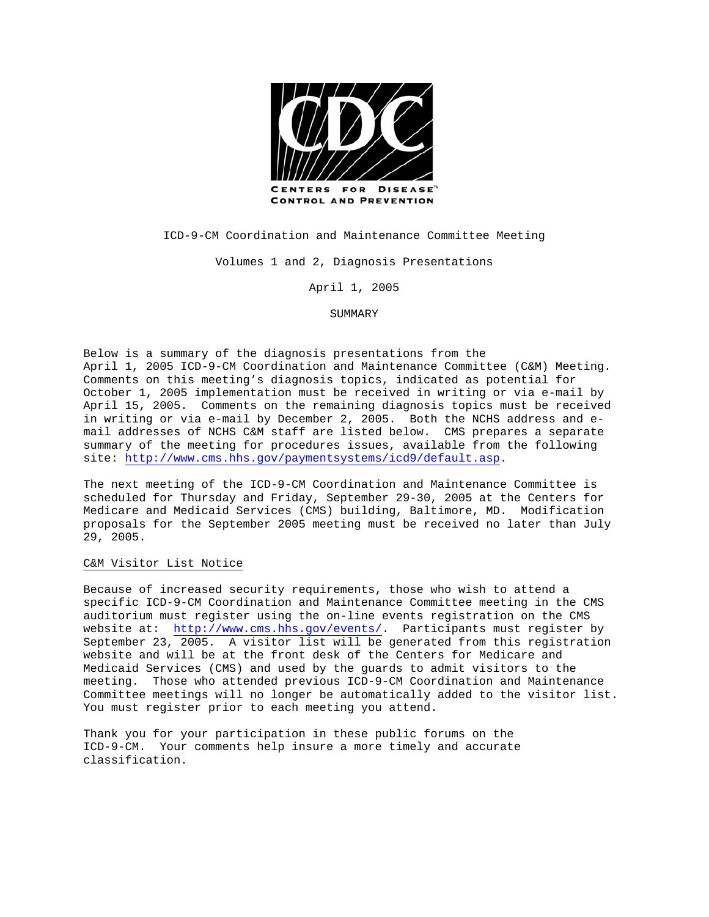CENTERS FOR DISEASE CONTROL AND PREVENTION

ICD-9-CM Coordination and Maintenance Committee Meeting

Volumes 1 and 2, Diagnosis Presentations

April 1, 2005

SUMMARY

Below is a summary of the diagnosis presentations from the April 1, 2005 ICD-9-CM Coordination and Maintenance Committee (C&M) Meeting. Comments on this meeting's diagnosis topics, indicated as potential for October 1, 2005 implementation must be received in writing or via e-mail by April 15, 2005. Comments on the remaining diagnosis topics must be received in writing or via e-mail by December 2, 2005. Both the NCHS address and e-mail addresses of NCHS C&M staff are listed below. CMS prepares a separate summary of the meeting for procedures issues, available from the following site: http://www.cms.hhs.gov/paymentsystems/icd9/default.asp.

The next meeting of the ICD-9-CM Coordination and Maintenance Committee is scheduled for Thursday and Friday, September 29-30, 2005 at the Centers for Medicare and Medicaid Services (CMS) building, Baltimore, MD. Modification proposals for the September 2005 meeting must be received no later than July 29, 2005.

## C&M Visitor List Notice

Because of increased security requirements, those who wish to attend a specific ICD-9-CM Coordination and Maintenance Committee meeting in the CMS auditorium must register using the on-line events registration on the CMS website at: http://www.cms.hhs.gov/events/. Participants must register by September 23, 2005. A visitor list will be generated from this registration website and will be at the front desk of the Centers for Medicare and Medicaid Services (CMS) and used by the guards to admit visitors to the meeting. Those who attended previous ICD-9-CM Coordination and Maintenance Committee meetings will no longer be automatically added to the visitor list. You must register prior to each meeting you attend.

Thank you for your participation in these public forums on the ICD-9-CM. Your comments help insure a more timely and accurate classification.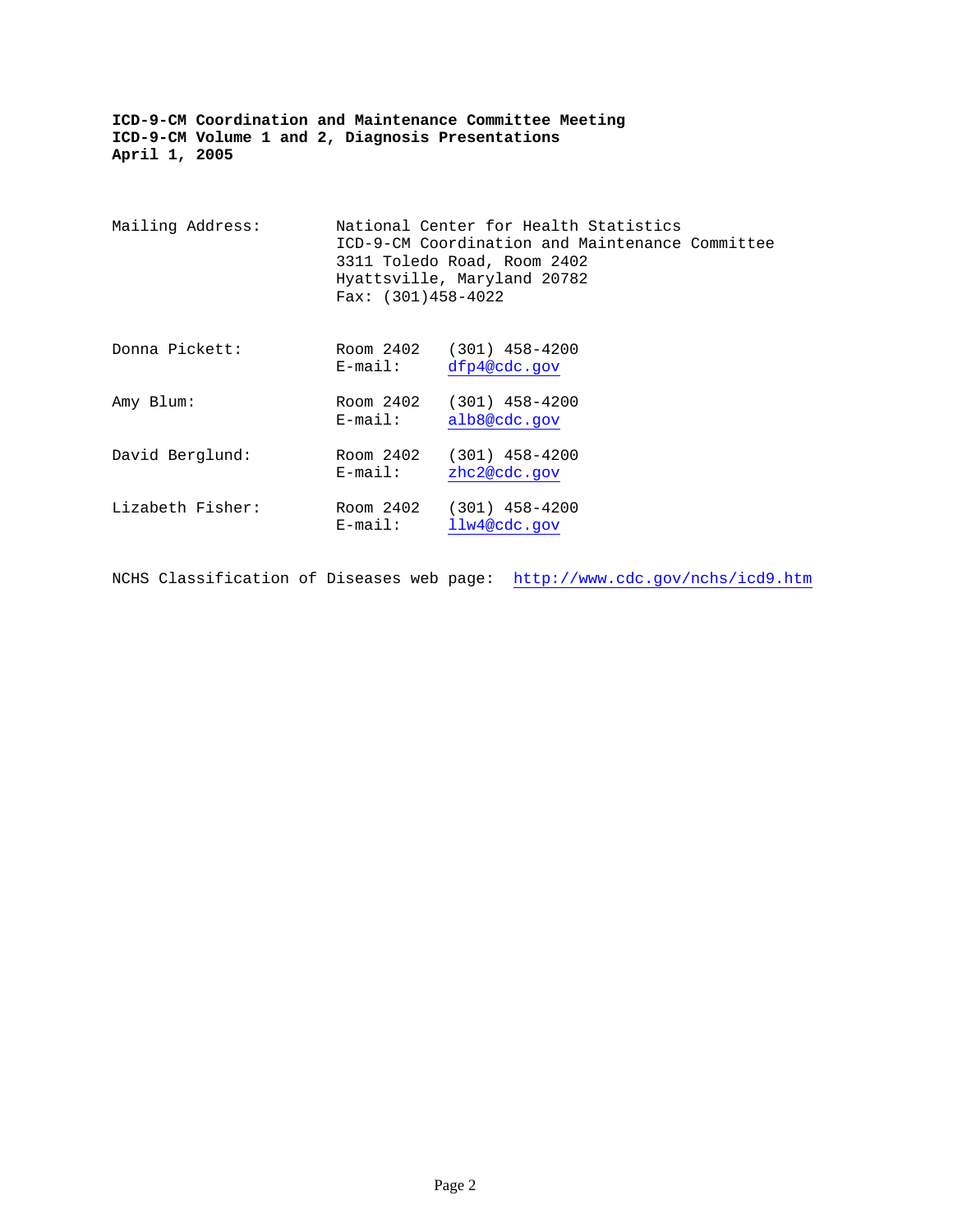**ICD-9-CM Coordination and Maintenance Committee Meeting**
**ICD-9-CM Volume 1 and 2, Diagnosis Presentations**
**April 1, 2005**

Mailing Address:

National Center for Health Statistics
ICD-9-CM Coordination and Maintenance Committee
3311 Toledo Road, Room 2402
Hyattsville, Maryland 20782
Fax: (301)458-4022

| | | |
|---|---|---|
| Donna Pickett: | Room 2402 | (301) 458-4200 |
| | E-mail: | dfp4@cdc.gov |
| Amy Blum: | Room 2402 | (301) 458-4200 |
| | E-mail: | alb8@cdc.gov |
| David Berglund: | Room 2402 | (301) 458-4200 |
| | E-mail: | zhc2@cdc.gov |
| Lizabeth Fisher: | Room 2402 | (301) 458-4200 |
| | E-mail: | llw4@cdc.gov |

NCHS Classification of Diseases web page: http://www.cdc.gov/nchs/icd9.htm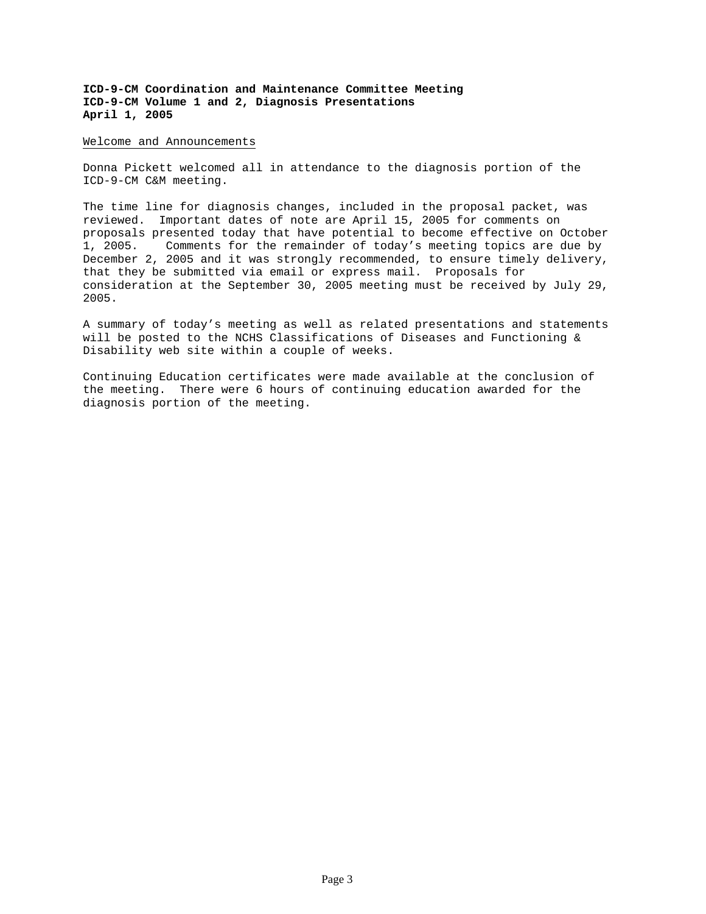**ICD-9-CM Coordination and Maintenance Committee Meeting**
**ICD-9-CM Volume 1 and 2, Diagnosis Presentations**
**April 1, 2005**

Welcome and Announcements

Donna Pickett welcomed all in attendance to the diagnosis portion of the ICD-9-CM C&M meeting.

The time line for diagnosis changes, included in the proposal packet, was reviewed. Important dates of note are April 15, 2005 for comments on proposals presented today that have potential to become effective on October 1, 2005. Comments for the remainder of today's meeting topics are due by December 2, 2005 and it was strongly recommended, to ensure timely delivery, that they be submitted via email or express mail. Proposals for consideration at the September 30, 2005 meeting must be received by July 29, 2005.

A summary of today's meeting as well as related presentations and statements will be posted to the NCHS Classifications of Diseases and Functioning & Disability web site within a couple of weeks.

Continuing Education certificates were made available at the conclusion of the meeting. There were 6 hours of continuing education awarded for the diagnosis portion of the meeting.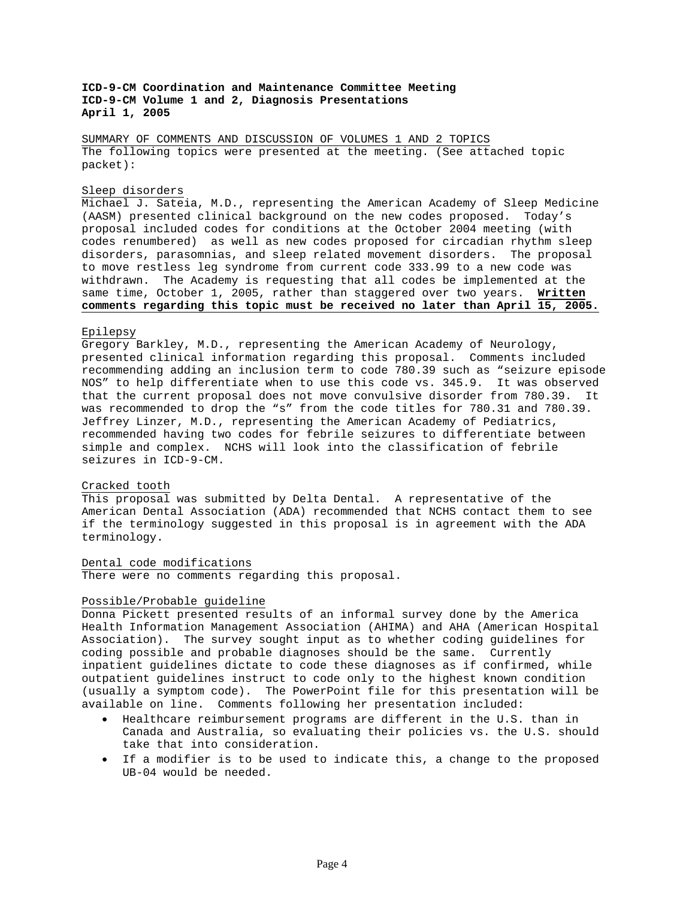**ICD-9-CM Coordination and Maintenance Committee Meeting**
**ICD-9-CM Volume 1 and 2, Diagnosis Presentations**
**April 1, 2005**

SUMMARY OF COMMENTS AND DISCUSSION OF VOLUMES 1 AND 2 TOPICS
The following topics were presented at the meeting. (See attached topic packet):

Sleep disorders
Michael J. Sateia, M.D., representing the American Academy of Sleep Medicine (AASM) presented clinical background on the new codes proposed. Today's proposal included codes for conditions at the October 2004 meeting (with codes renumbered) as well as new codes proposed for circadian rhythm sleep disorders, parasomnias, and sleep related movement disorders. The proposal to move restless leg syndrome from current code 333.99 to a new code was withdrawn. The Academy is requesting that all codes be implemented at the same time, October 1, 2005, rather than staggered over two years. **Written comments regarding this topic must be received no later than April 15, 2005.**

Epilepsy
Gregory Barkley, M.D., representing the American Academy of Neurology, presented clinical information regarding this proposal. Comments included recommending adding an inclusion term to code 780.39 such as "seizure episode NOS" to help differentiate when to use this code vs. 345.9. It was observed that the current proposal does not move convulsive disorder from 780.39. It was recommended to drop the "s" from the code titles for 780.31 and 780.39. Jeffrey Linzer, M.D., representing the American Academy of Pediatrics, recommended having two codes for febrile seizures to differentiate between simple and complex. NCHS will look into the classification of febrile seizures in ICD-9-CM.

Cracked tooth
This proposal was submitted by Delta Dental. A representative of the American Dental Association (ADA) recommended that NCHS contact them to see if the terminology suggested in this proposal is in agreement with the ADA terminology.

Dental code modifications
There were no comments regarding this proposal.

Possible/Probable guideline
Donna Pickett presented results of an informal survey done by the America Health Information Management Association (AHIMA) and AHA (American Hospital Association). The survey sought input as to whether coding guidelines for coding possible and probable diagnoses should be the same. Currently inpatient guidelines dictate to code these diagnoses as if confirmed, while outpatient guidelines instruct to code only to the highest known condition (usually a symptom code). The PowerPoint file for this presentation will be available on line. Comments following her presentation included:

- Healthcare reimbursement programs are different in the U.S. than in Canada and Australia, so evaluating their policies vs. the U.S. should take that into consideration.
- If a modifier is to be used to indicate this, a change to the proposed UB-04 would be needed.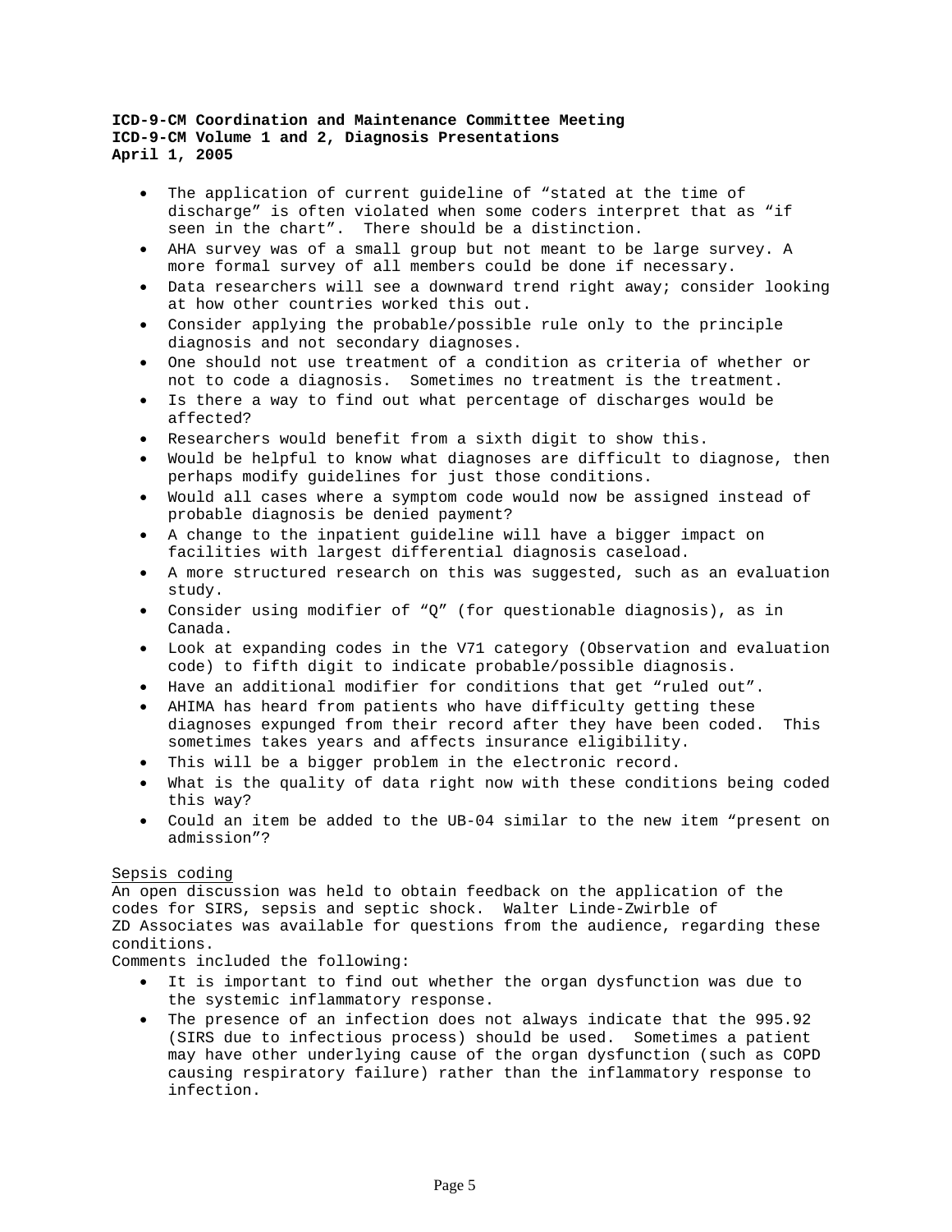- The application of current guideline of “stated at the time of discharge” is often violated when some coders interpret that as “if seen in the chart”. There should be a distinction.
- AHA survey was of a small group but not meant to be large survey. A more formal survey of all members could be done if necessary.
- Data researchers will see a downward trend right away; consider looking at how other countries worked this out.
- Consider applying the probable/possible rule only to the principle diagnosis and not secondary diagnoses.
- One should not use treatment of a condition as criteria of whether or not to code a diagnosis. Sometimes no treatment is the treatment.
- Is there a way to find out what percentage of discharges would be affected?
- Researchers would benefit from a sixth digit to show this.
- Would be helpful to know what diagnoses are difficult to diagnose, then perhaps modify guidelines for just those conditions.
- Would all cases where a symptom code would now be assigned instead of probable diagnosis be denied payment?
- A change to the inpatient guideline will have a bigger impact on facilities with largest differential diagnosis caseload.
- A more structured research on this was suggested, such as an evaluation study.
- Consider using modifier of “Q” (for questionable diagnosis), as in Canada.
- Look at expanding codes in the V71 category (Observation and evaluation code) to fifth digit to indicate probable/possible diagnosis.
- Have an additional modifier for conditions that get “ruled out”.
- AHIMA has heard from patients who have difficulty getting these diagnoses expunged from their record after they have been coded. This sometimes takes years and affects insurance eligibility.
- This will be a bigger problem in the electronic record.
- What is the quality of data right now with these conditions being coded this way?
- Could an item be added to the UB-04 similar to the new item “present on admission”?

<u>Sepsis coding</u>

An open discussion was held to obtain feedback on the application of the codes for SIRS, sepsis and septic shock. Walter Linde-Zwirble of ZD Associates was available for questions from the audience, regarding these conditions.

Comments included the following:

- It is important to find out whether the organ dysfunction was due to the systemic inflammatory response.
- The presence of an infection does not always indicate that the 995.92 (SIRS due to infectious process) should be used. Sometimes a patient may have other underlying cause of the organ dysfunction (such as COPD causing respiratory failure) rather than the inflammatory response to infection.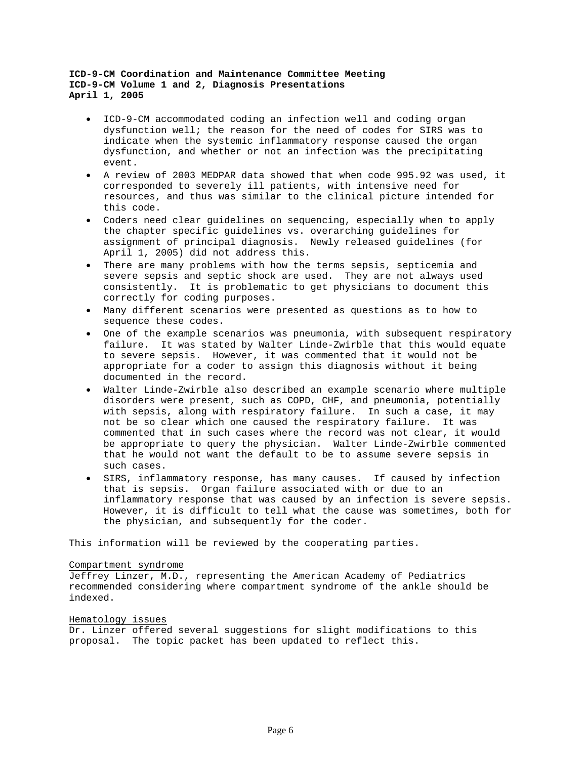**ICD-9-CM Coordination and Maintenance Committee Meeting**
**ICD-9-CM Volume 1 and 2, Diagnosis Presentations**
**April 1, 2005**

- ICD-9-CM accommodated coding an infection well and coding organ dysfunction well; the reason for the need of codes for SIRS was to indicate when the systemic inflammatory response caused the organ dysfunction, and whether or not an infection was the precipitating event.
- A review of 2003 MEDPAR data showed that when code 995.92 was used, it corresponded to severely ill patients, with intensive need for resources, and thus was similar to the clinical picture intended for this code.
- Coders need clear guidelines on sequencing, especially when to apply the chapter specific guidelines vs. overarching guidelines for assignment of principal diagnosis. Newly released guidelines (for April 1, 2005) did not address this.
- There are many problems with how the terms sepsis, septicemia and severe sepsis and septic shock are used. They are not always used consistently. It is problematic to get physicians to document this correctly for coding purposes.
- Many different scenarios were presented as questions as to how to sequence these codes.
- One of the example scenarios was pneumonia, with subsequent respiratory failure. It was stated by Walter Linde-Zwirble that this would equate to severe sepsis. However, it was commented that it would not be appropriate for a coder to assign this diagnosis without it being documented in the record.
- Walter Linde-Zwirble also described an example scenario where multiple disorders were present, such as COPD, CHF, and pneumonia, potentially with sepsis, along with respiratory failure. In such a case, it may not be so clear which one caused the respiratory failure. It was commented that in such cases where the record was not clear, it would be appropriate to query the physician. Walter Linde-Zwirble commented that he would not want the default to be to assume severe sepsis in such cases.
- SIRS, inflammatory response, has many causes. If caused by infection that is sepsis. Organ failure associated with or due to an inflammatory response that was caused by an infection is severe sepsis. However, it is difficult to tell what the cause was sometimes, both for the physician, and subsequently for the coder.

This information will be reviewed by the cooperating parties.

Compartment syndrome
Jeffrey Linzer, M.D., representing the American Academy of Pediatrics recommended considering where compartment syndrome of the ankle should be indexed.

Hematology issues
Dr. Linzer offered several suggestions for slight modifications to this proposal. The topic packet has been updated to reflect this.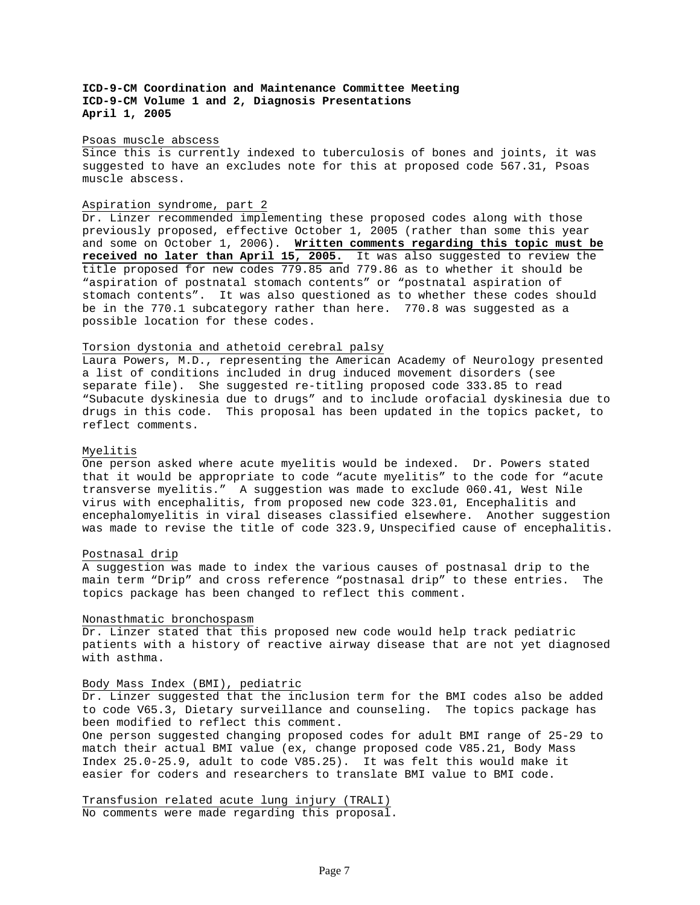**ICD-9-CM Coordination and Maintenance Committee Meeting**
**ICD-9-CM Volume 1 and 2, Diagnosis Presentations**
**April 1, 2005**

Psoas muscle abscess

Since this is currently indexed to tuberculosis of bones and joints, it was suggested to have an excludes note for this at proposed code 567.31, Psoas muscle abscess.

Aspiration syndrome, part 2

Dr. Linzer recommended implementing these proposed codes along with those previously proposed, effective October 1, 2005 (rather than some this year and some on October 1, 2006). **Written comments regarding this topic must be received no later than April 15, 2005.** It was also suggested to review the title proposed for new codes 779.85 and 779.86 as to whether it should be “aspiration of postnatal stomach contents” or “postnatal aspiration of stomach contents”. It was also questioned as to whether these codes should be in the 770.1 subcategory rather than here. 770.8 was suggested as a possible location for these codes.

Torsion dystonia and athetoid cerebral palsy

Laura Powers, M.D., representing the American Academy of Neurology presented a list of conditions included in drug induced movement disorders (see separate file). She suggested re-titling proposed code 333.85 to read “Subacute dyskinesia due to drugs” and to include orofacial dyskinesia due to drugs in this code. This proposal has been updated in the topics packet, to reflect comments.

Myelitis

One person asked where acute myelitis would be indexed. Dr. Powers stated that it would be appropriate to code “acute myelitis” to the code for “acute transverse myelitis.” A suggestion was made to exclude 060.41, West Nile virus with encephalitis, from proposed new code 323.01, Encephalitis and encephalomyelitis in viral diseases classified elsewhere. Another suggestion was made to revise the title of code 323.9, Unspecified cause of encephalitis.

Postnasal drip

A suggestion was made to index the various causes of postnasal drip to the main term “Drip” and cross reference “postnasal drip” to these entries. The topics package has been changed to reflect this comment.

Nonasthmatic bronchospasm

Dr. Linzer stated that this proposed new code would help track pediatric patients with a history of reactive airway disease that are not yet diagnosed with asthma.

Body Mass Index (BMI), pediatric

Dr. Linzer suggested that the inclusion term for the BMI codes also be added to code V65.3, Dietary surveillance and counseling. The topics package has been modified to reflect this comment.

One person suggested changing proposed codes for adult BMI range of 25-29 to match their actual BMI value (ex, change proposed code V85.21, Body Mass Index 25.0-25.9, adult to code V85.25). It was felt this would make it easier for coders and researchers to translate BMI value to BMI code.

Transfusion related acute lung injury (TRALI)

No comments were made regarding this proposal.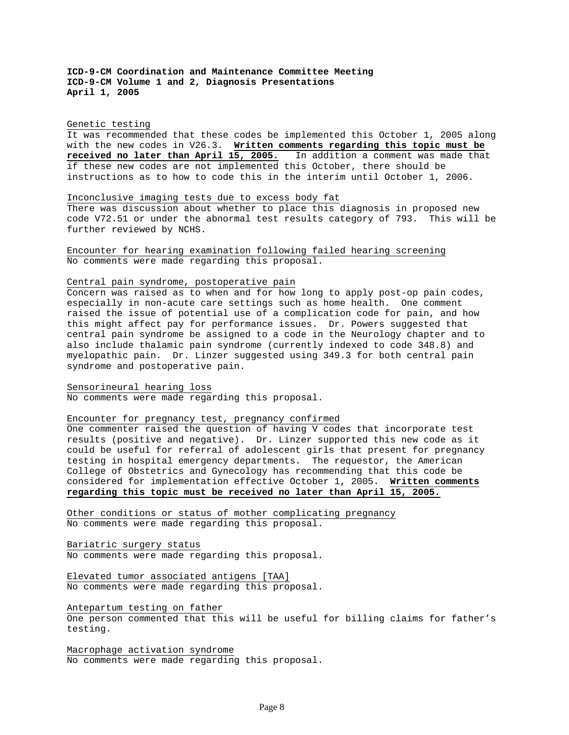**ICD-9-CM Coordination and Maintenance Committee Meeting**
**ICD-9-CM Volume 1 and 2, Diagnosis Presentations**
**April 1, 2005**

Genetic testing
It was recommended that these codes be implemented this October 1, 2005 along with the new codes in V26.3. **Written comments regarding this topic must be received no later than April 15, 2005.** In addition a comment was made that if these new codes are not implemented this October, there should be instructions as to how to code this in the interim until October 1, 2006.

Inconclusive imaging tests due to excess body fat
There was discussion about whether to place this diagnosis in proposed new code V72.51 or under the abnormal test results category of 793. This will be further reviewed by NCHS.

Encounter for hearing examination following failed hearing screening
No comments were made regarding this proposal.

Central pain syndrome, postoperative pain
Concern was raised as to when and for how long to apply post-op pain codes, especially in non-acute care settings such as home health. One comment raised the issue of potential use of a complication code for pain, and how this might affect pay for performance issues. Dr. Powers suggested that central pain syndrome be assigned to a code in the Neurology chapter and to also include thalamic pain syndrome (currently indexed to code 348.8) and myelopathic pain. Dr. Linzer suggested using 349.3 for both central pain syndrome and postoperative pain.

Sensorineural hearing loss
No comments were made regarding this proposal.

Encounter for pregnancy test, pregnancy confirmed
One commenter raised the question of having V codes that incorporate test results (positive and negative). Dr. Linzer supported this new code as it could be useful for referral of adolescent girls that present for pregnancy testing in hospital emergency departments. The requestor, the American College of Obstetrics and Gynecology has recommending that this code be considered for implementation effective October 1, 2005. **Written comments regarding this topic must be received no later than April 15, 2005.**

Other conditions or status of mother complicating pregnancy
No comments were made regarding this proposal.

Bariatric surgery status
No comments were made regarding this proposal.

Elevated tumor associated antigens [TAA]
No comments were made regarding this proposal.

Antepartum testing on father
One person commented that this will be useful for billing claims for father's testing.

Macrophage activation syndrome
No comments were made regarding this proposal.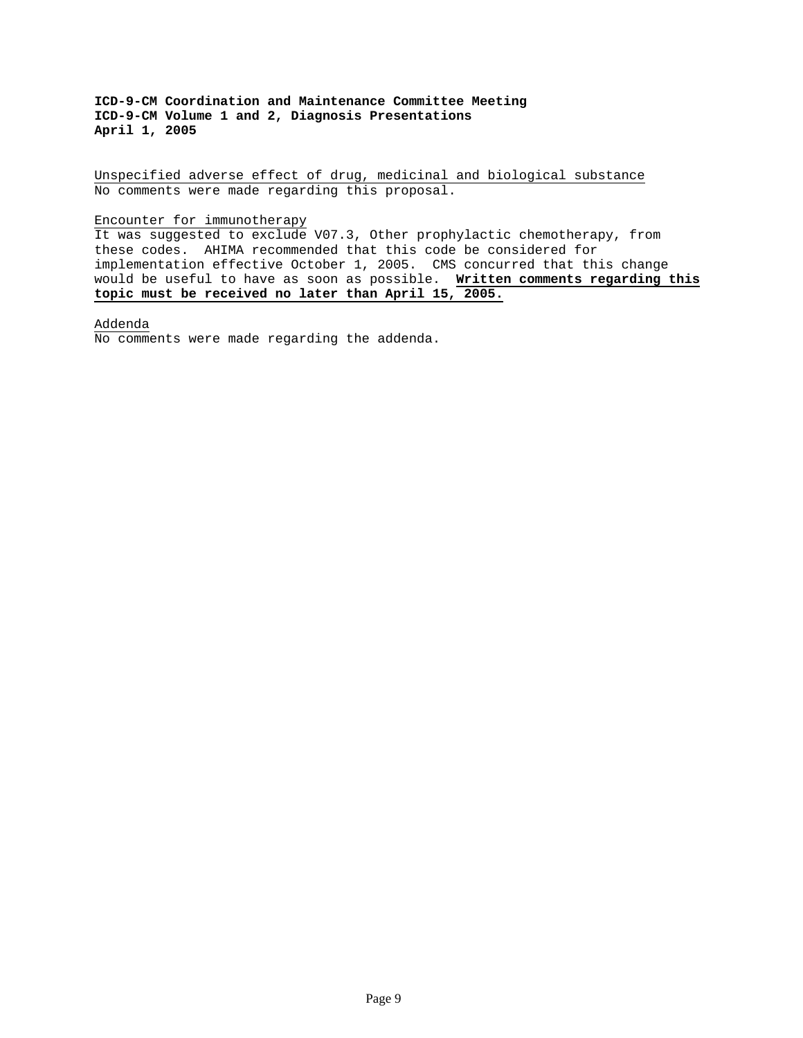**ICD-9-CM Coordination and Maintenance Committee Meeting**
**ICD-9-CM Volume 1 and 2, Diagnosis Presentations**
**April 1, 2005**

Unspecified adverse effect of drug, medicinal and biological substance
No comments were made regarding this proposal.

Encounter for immunotherapy
It was suggested to exclude V07.3, Other prophylactic chemotherapy, from these codes. AHIMA recommended that this code be considered for implementation effective October 1, 2005. CMS concurred that this change would be useful to have as soon as possible. **Written comments regarding this topic must be received no later than April 15, 2005.**

Addenda
No comments were made regarding the addenda.